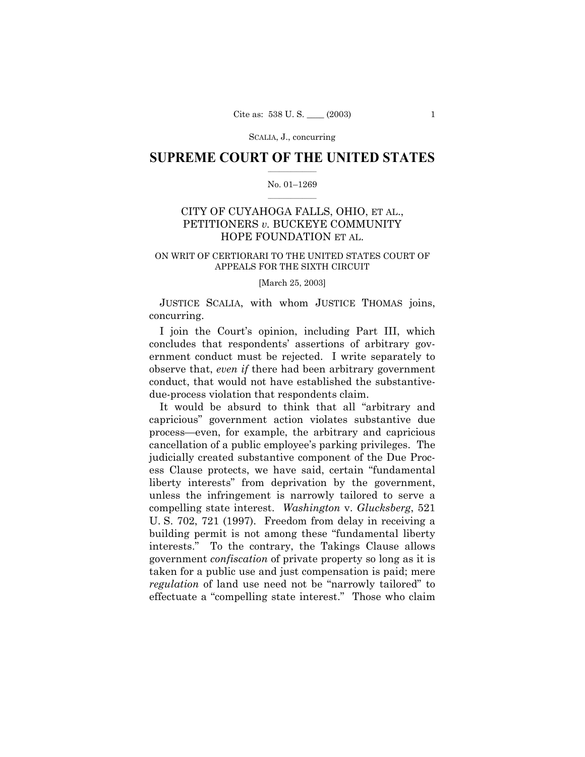# SUPREME COURT OF THE UNITED STATES

No. 01–1269

## CITY OF CUYAHOGA FALLS, OHIO, ET AL., PETITIONERS *v.* BUCKEYE COMMUNITY HOPE FOUNDATION ET AL.

ON WRIT OF CERTIORARI TO THE UNITED STATES COURT OF APPEALS FOR THE SIXTH CIRCUIT

[March 25, 2003]

JUSTICE SCALIA, with whom JUSTICE THOMAS joins, concurring.

I join the Court's opinion, including Part III, which concludes that respondents' assertions of arbitrary government conduct must be rejected. I write separately to observe that, *even if* there had been arbitrary government conduct, that would not have established the substantive-due-process violation that respondents claim.

It would be absurd to think that all "arbitrary and capricious" government action violates substantive due process—even, for example, the arbitrary and capricious cancellation of a public employee's parking privileges. The judicially created substantive component of the Due Process Clause protects, we have said, certain "fundamental liberty interests" from deprivation by the government, unless the infringement is narrowly tailored to serve a compelling state interest. *Washington* v. *Glucksberg*, 521 U. S. 702, 721 (1997). Freedom from delay in receiving a building permit is not among these "fundamental liberty interests." To the contrary, the Takings Clause allows government *confiscation* of private property so long as it is taken for a public use and just compensation is paid; mere *regulation* of land use need not be "narrowly tailored" to effectuate a "compelling state interest." Those who claim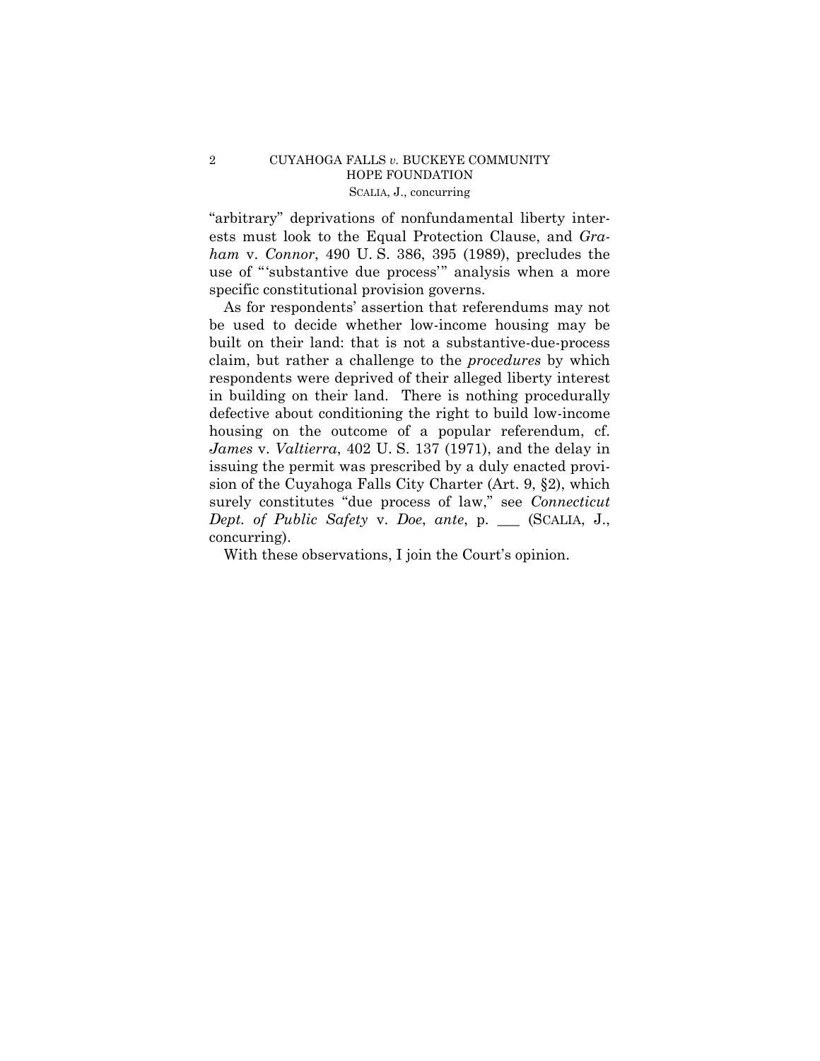"arbitrary" deprivations of nonfundamental liberty interests must look to the Equal Protection Clause, and *Graham* v. *Connor*, 490 U. S. 386, 395 (1989), precludes the use of "'substantive due process'" analysis when a more specific constitutional provision governs.

As for respondents' assertion that referendums may not be used to decide whether low-income housing may be built on their land: that is not a substantive-due-process claim, but rather a challenge to the *procedures* by which respondents were deprived of their alleged liberty interest in building on their land. There is nothing procedurally defective about conditioning the right to build low-income housing on the outcome of a popular referendum, cf. *James* v. *Valtierra*, 402 U. S. 137 (1971), and the delay in issuing the permit was prescribed by a duly enacted provision of the Cuyahoga Falls City Charter (Art. 9, §2), which surely constitutes "due process of law," see *Connecticut Dept. of Public Safety* v. *Doe*, *ante*, p. ___ (SCALIA, J., concurring).

With these observations, I join the Court's opinion.